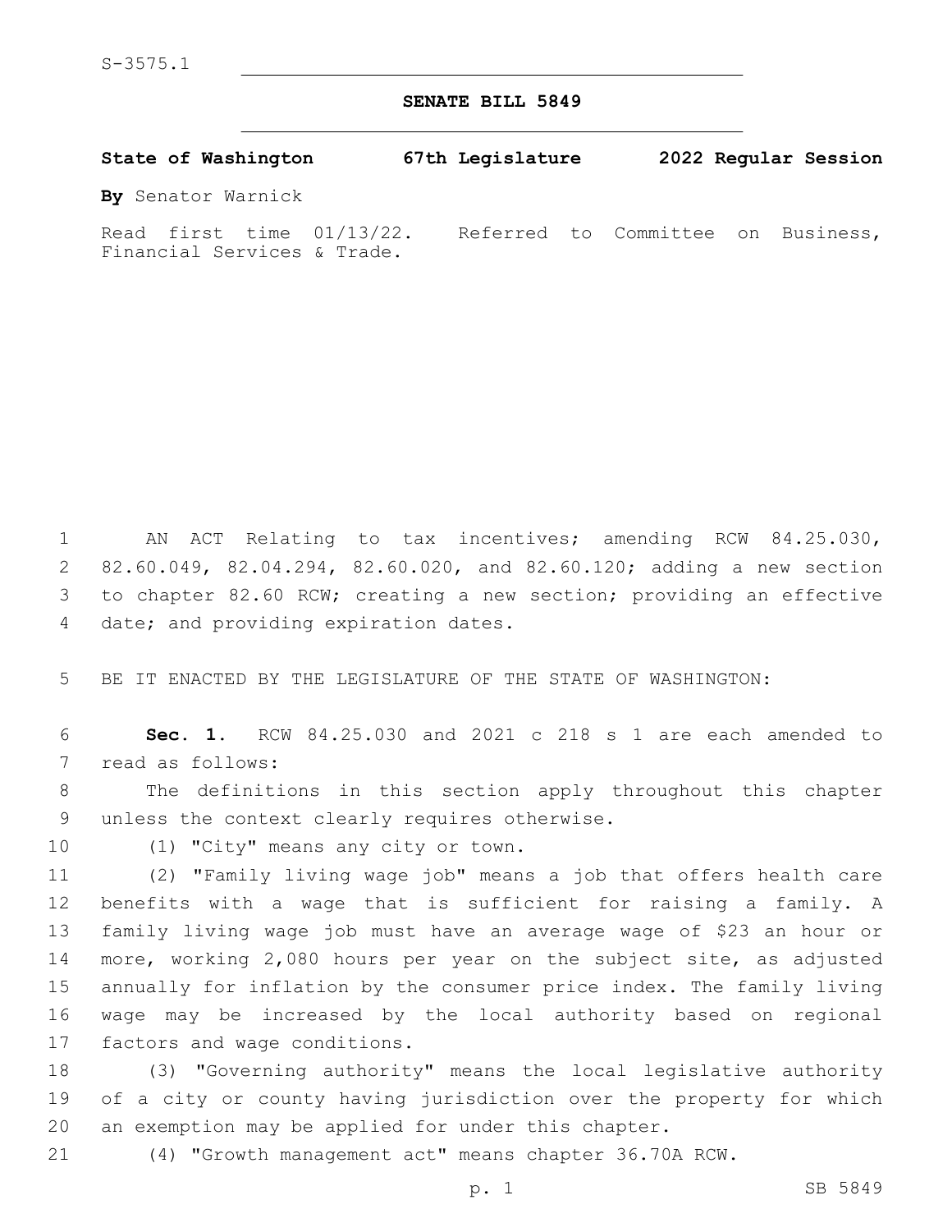S-3575.1

# SENATE BILL 5849

**State of Washington 67th Legislature 2022 Regular Session**

**By** Senator Warnick

Read first time 01/13/22. Referred to Committee on Business, Financial Services & Trade.

AN ACT Relating to tax incentives; amending RCW 84.25.030, 82.60.049, 82.04.294, 82.60.020, and 82.60.120; adding a new section to chapter 82.60 RCW; creating a new section; providing an effective date; and providing expiration dates.

BE IT ENACTED BY THE LEGISLATURE OF THE STATE OF WASHINGTON:

**Sec. 1.** RCW 84.25.030 and 2021 c 218 s 1 are each amended to read as follows:

The definitions in this section apply throughout this chapter unless the context clearly requires otherwise.

(1) "City" means any city or town.

(2) "Family living wage job" means a job that offers health care benefits with a wage that is sufficient for raising a family. A family living wage job must have an average wage of $23 an hour or more, working 2,080 hours per year on the subject site, as adjusted annually for inflation by the consumer price index. The family living wage may be increased by the local authority based on regional factors and wage conditions.

(3) "Governing authority" means the local legislative authority of a city or county having jurisdiction over the property for which an exemption may be applied for under this chapter.

(4) "Growth management act" means chapter 36.70A RCW.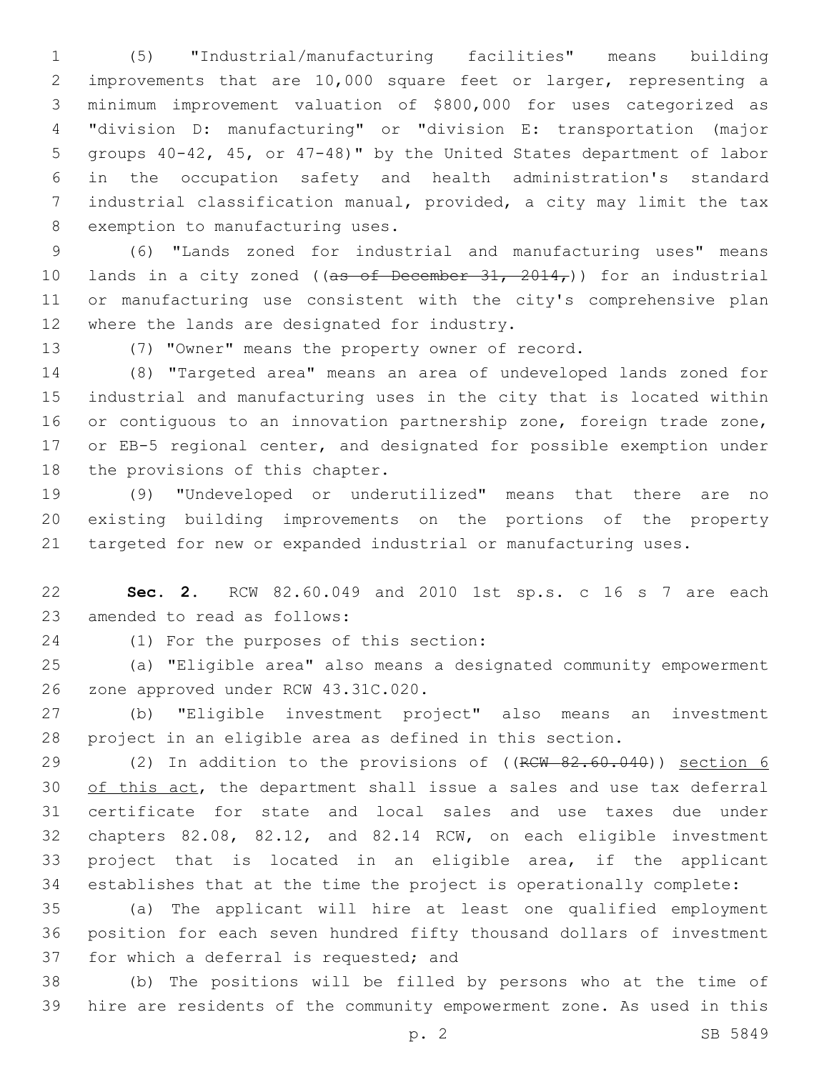(5) "Industrial/manufacturing facilities" means building improvements that are 10,000 square feet or larger, representing a minimum improvement valuation of $800,000 for uses categorized as "division D: manufacturing" or "division E: transportation (major groups 40-42, 45, or 47-48)" by the United States department of labor in the occupation safety and health administration's standard industrial classification manual, provided, a city may limit the tax exemption to manufacturing uses.

(6) "Lands zoned for industrial and manufacturing uses" means lands in a city zoned ((~~as of December 31, 2014,~~)) for an industrial or manufacturing use consistent with the city's comprehensive plan where the lands are designated for industry.

(7) "Owner" means the property owner of record.

(8) "Targeted area" means an area of undeveloped lands zoned for industrial and manufacturing uses in the city that is located within or contiguous to an innovation partnership zone, foreign trade zone, or EB-5 regional center, and designated for possible exemption under the provisions of this chapter.

(9) "Undeveloped or underutilized" means that there are no existing building improvements on the portions of the property targeted for new or expanded industrial or manufacturing uses.

**Sec. 2.** RCW 82.60.049 and 2010 1st sp.s. c 16 s 7 are each amended to read as follows:

(1) For the purposes of this section:

(a) "Eligible area" also means a designated community empowerment zone approved under RCW 43.31C.020.

(b) "Eligible investment project" also means an investment project in an eligible area as defined in this section.

(2) In addition to the provisions of ((~~RCW 82.60.040~~)) <u>section 6 of this act</u>, the department shall issue a sales and use tax deferral certificate for state and local sales and use taxes due under chapters 82.08, 82.12, and 82.14 RCW, on each eligible investment project that is located in an eligible area, if the applicant establishes that at the time the project is operationally complete:

(a) The applicant will hire at least one qualified employment position for each seven hundred fifty thousand dollars of investment for which a deferral is requested; and

(b) The positions will be filled by persons who at the time of hire are residents of the community empowerment zone. As used in this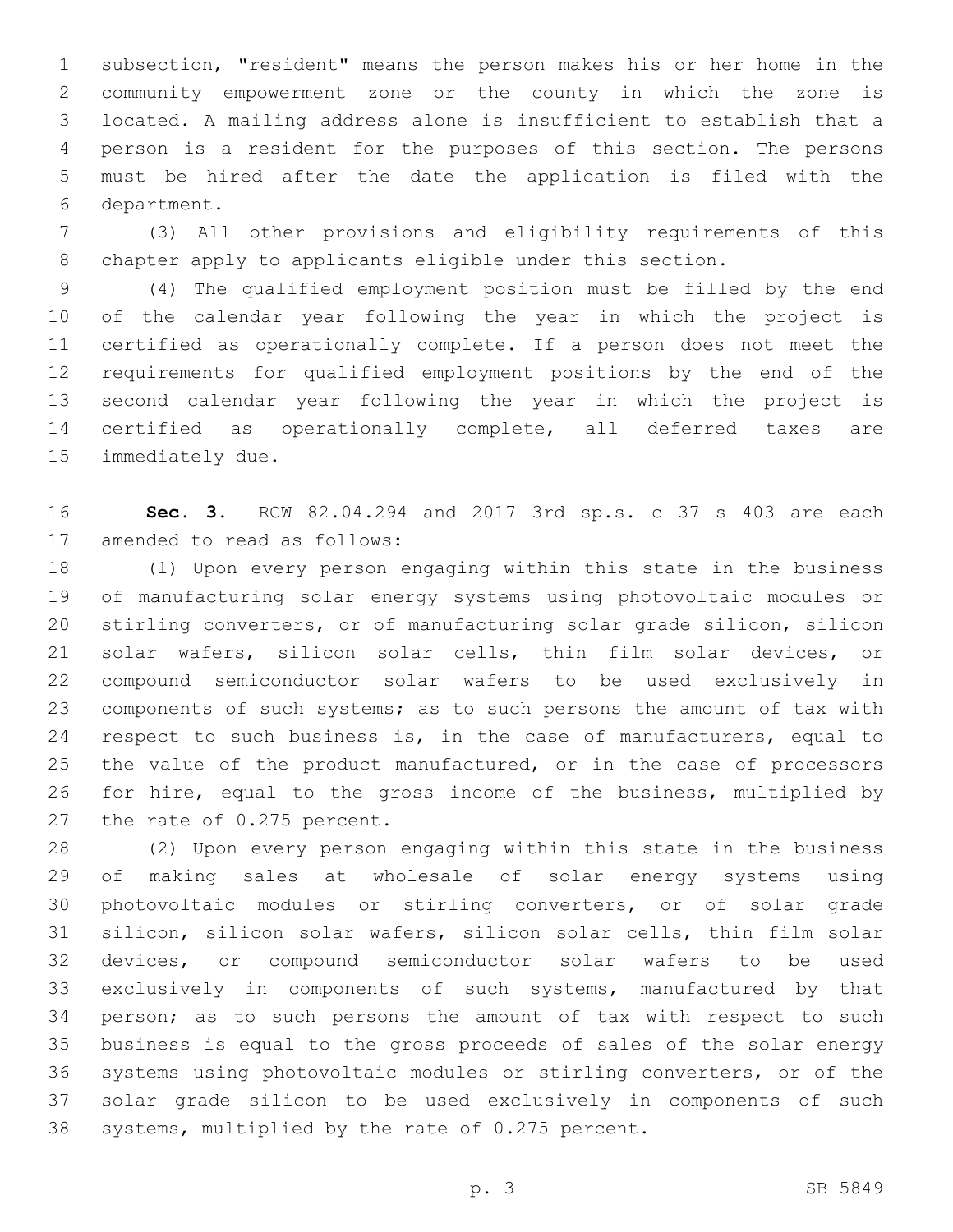subsection, "resident" means the person makes his or her home in the community empowerment zone or the county in which the zone is located. A mailing address alone is insufficient to establish that a person is a resident for the purposes of this section. The persons must be hired after the date the application is filed with the department.

(3) All other provisions and eligibility requirements of this chapter apply to applicants eligible under this section.

(4) The qualified employment position must be filled by the end of the calendar year following the year in which the project is certified as operationally complete. If a person does not meet the requirements for qualified employment positions by the end of the second calendar year following the year in which the project is certified as operationally complete, all deferred taxes are immediately due.

**Sec. 3.** RCW 82.04.294 and 2017 3rd sp.s. c 37 s 403 are each amended to read as follows:

(1) Upon every person engaging within this state in the business of manufacturing solar energy systems using photovoltaic modules or stirling converters, or of manufacturing solar grade silicon, silicon solar wafers, silicon solar cells, thin film solar devices, or compound semiconductor solar wafers to be used exclusively in components of such systems; as to such persons the amount of tax with respect to such business is, in the case of manufacturers, equal to the value of the product manufactured, or in the case of processors for hire, equal to the gross income of the business, multiplied by the rate of 0.275 percent.

(2) Upon every person engaging within this state in the business of making sales at wholesale of solar energy systems using photovoltaic modules or stirling converters, or of solar grade silicon, silicon solar wafers, silicon solar cells, thin film solar devices, or compound semiconductor solar wafers to be used exclusively in components of such systems, manufactured by that person; as to such persons the amount of tax with respect to such business is equal to the gross proceeds of sales of the solar energy systems using photovoltaic modules or stirling converters, or of the solar grade silicon to be used exclusively in components of such systems, multiplied by the rate of 0.275 percent.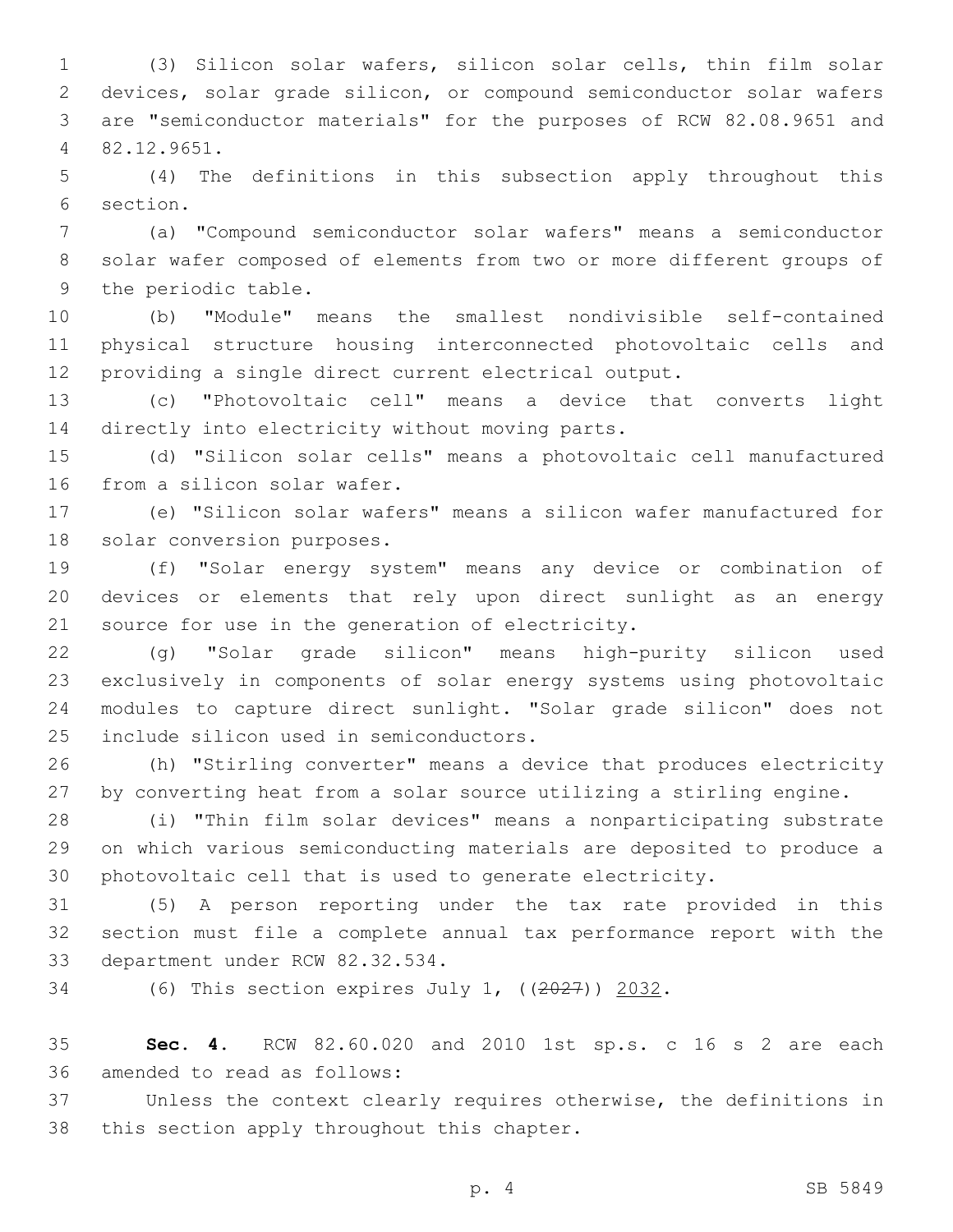(3) Silicon solar wafers, silicon solar cells, thin film solar devices, solar grade silicon, or compound semiconductor solar wafers are "semiconductor materials" for the purposes of RCW 82.08.9651 and 82.12.9651.

(4) The definitions in this subsection apply throughout this section.

(a) "Compound semiconductor solar wafers" means a semiconductor solar wafer composed of elements from two or more different groups of the periodic table.

(b) "Module" means the smallest nondivisible self-contained physical structure housing interconnected photovoltaic cells and providing a single direct current electrical output.

(c) "Photovoltaic cell" means a device that converts light directly into electricity without moving parts.

(d) "Silicon solar cells" means a photovoltaic cell manufactured from a silicon solar wafer.

(e) "Silicon solar wafers" means a silicon wafer manufactured for solar conversion purposes.

(f) "Solar energy system" means any device or combination of devices or elements that rely upon direct sunlight as an energy source for use in the generation of electricity.

(g) "Solar grade silicon" means high-purity silicon used exclusively in components of solar energy systems using photovoltaic modules to capture direct sunlight. "Solar grade silicon" does not include silicon used in semiconductors.

(h) "Stirling converter" means a device that produces electricity by converting heat from a solar source utilizing a stirling engine.

(i) "Thin film solar devices" means a nonparticipating substrate on which various semiconducting materials are deposited to produce a photovoltaic cell that is used to generate electricity.

(5) A person reporting under the tax rate provided in this section must file a complete annual tax performance report with the department under RCW 82.32.534.

(6) This section expires July 1, ((~~2027~~)) <u>2032</u>.

**Sec. 4.** RCW 82.60.020 and 2010 1st sp.s. c 16 s 2 are each amended to read as follows:

Unless the context clearly requires otherwise, the definitions in this section apply throughout this chapter.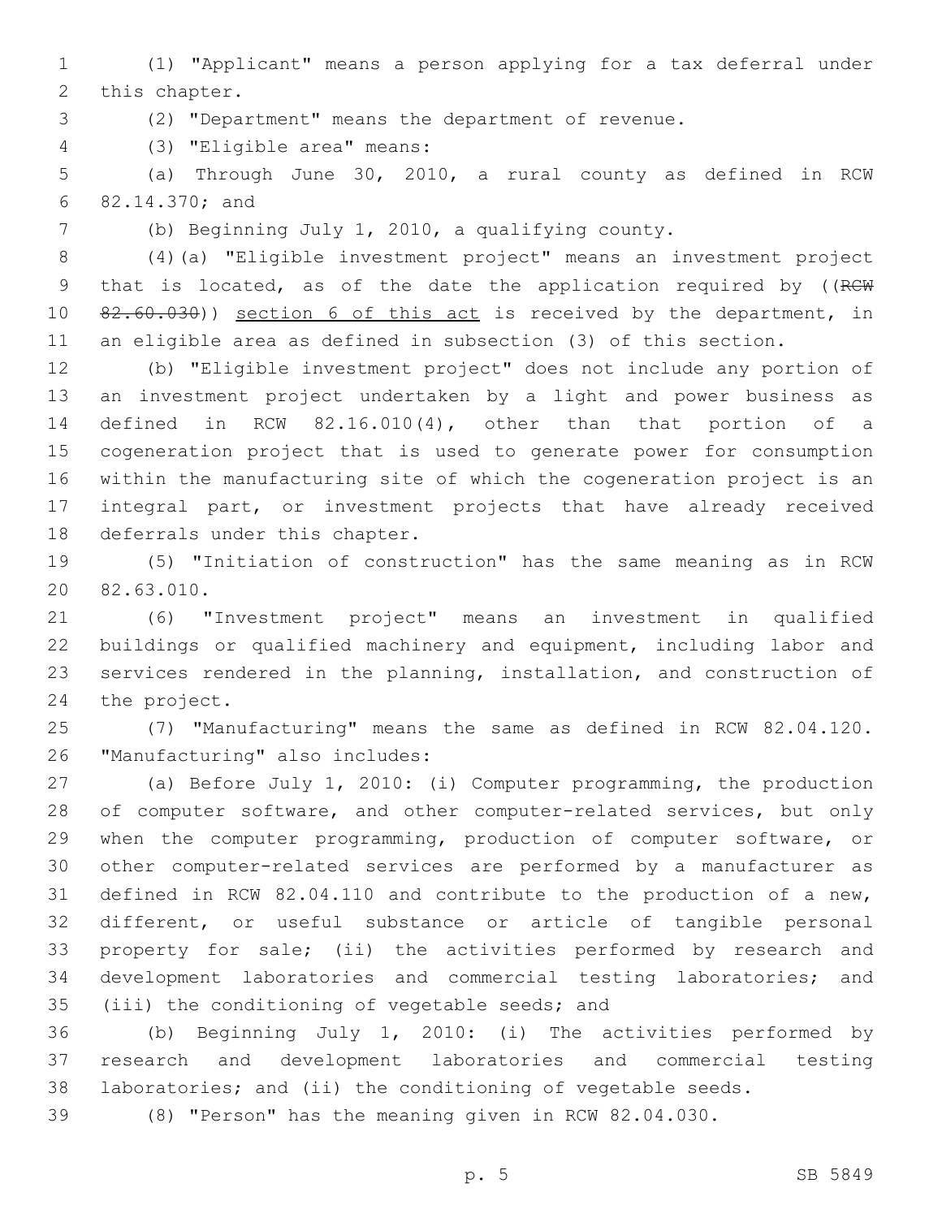(1) "Applicant" means a person applying for a tax deferral under this chapter.

(2) "Department" means the department of revenue.

(3) "Eligible area" means:

(a) Through June 30, 2010, a rural county as defined in RCW 82.14.370; and

(b) Beginning July 1, 2010, a qualifying county.

(4)(a) "Eligible investment project" means an investment project that is located, as of the date the application required by ((~~RCW 82.60.030~~)) <u>section 6 of this act</u> is received by the department, in an eligible area as defined in subsection (3) of this section.

(b) "Eligible investment project" does not include any portion of an investment project undertaken by a light and power business as defined in RCW 82.16.010(4), other than that portion of a cogeneration project that is used to generate power for consumption within the manufacturing site of which the cogeneration project is an integral part, or investment projects that have already received deferrals under this chapter.

(5) "Initiation of construction" has the same meaning as in RCW 82.63.010.

(6) "Investment project" means an investment in qualified buildings or qualified machinery and equipment, including labor and services rendered in the planning, installation, and construction of the project.

(7) "Manufacturing" means the same as defined in RCW 82.04.120. "Manufacturing" also includes:

(a) Before July 1, 2010: (i) Computer programming, the production of computer software, and other computer-related services, but only when the computer programming, production of computer software, or other computer-related services are performed by a manufacturer as defined in RCW 82.04.110 and contribute to the production of a new, different, or useful substance or article of tangible personal property for sale; (ii) the activities performed by research and development laboratories and commercial testing laboratories; and (iii) the conditioning of vegetable seeds; and

(b) Beginning July 1, 2010: (i) The activities performed by research and development laboratories and commercial testing laboratories; and (ii) the conditioning of vegetable seeds.

(8) "Person" has the meaning given in RCW 82.04.030.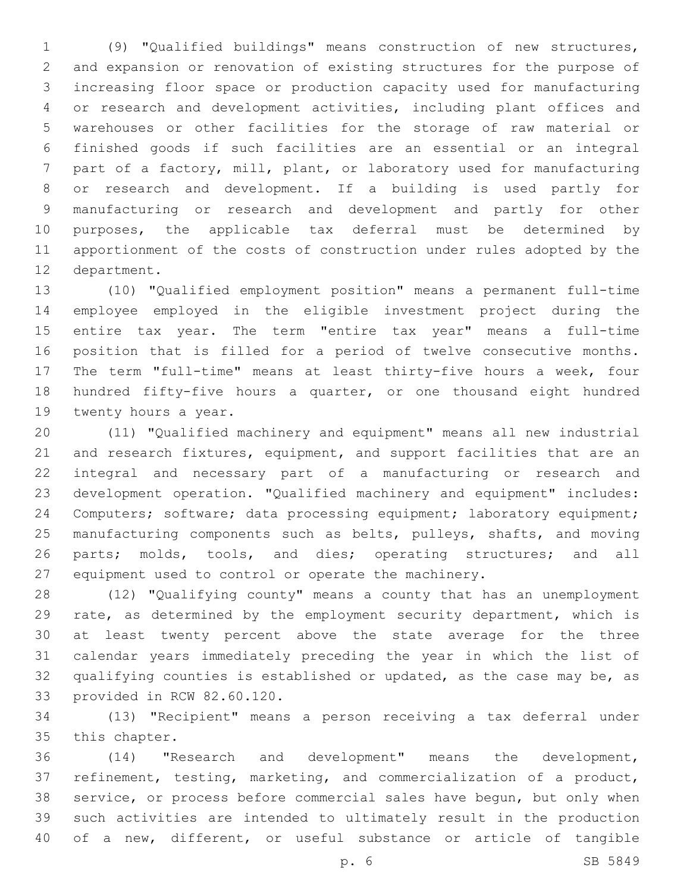(9) "Qualified buildings" means construction of new structures, and expansion or renovation of existing structures for the purpose of increasing floor space or production capacity used for manufacturing or research and development activities, including plant offices and warehouses or other facilities for the storage of raw material or finished goods if such facilities are an essential or an integral part of a factory, mill, plant, or laboratory used for manufacturing or research and development. If a building is used partly for manufacturing or research and development and partly for other purposes, the applicable tax deferral must be determined by apportionment of the costs of construction under rules adopted by the department.

(10) "Qualified employment position" means a permanent full-time employee employed in the eligible investment project during the entire tax year. The term "entire tax year" means a full-time position that is filled for a period of twelve consecutive months. The term "full-time" means at least thirty-five hours a week, four hundred fifty-five hours a quarter, or one thousand eight hundred twenty hours a year.

(11) "Qualified machinery and equipment" means all new industrial and research fixtures, equipment, and support facilities that are an integral and necessary part of a manufacturing or research and development operation. "Qualified machinery and equipment" includes: Computers; software; data processing equipment; laboratory equipment; manufacturing components such as belts, pulleys, shafts, and moving parts; molds, tools, and dies; operating structures; and all equipment used to control or operate the machinery.

(12) "Qualifying county" means a county that has an unemployment rate, as determined by the employment security department, which is at least twenty percent above the state average for the three calendar years immediately preceding the year in which the list of qualifying counties is established or updated, as the case may be, as provided in RCW 82.60.120.

(13) "Recipient" means a person receiving a tax deferral under this chapter.

(14) "Research and development" means the development, refinement, testing, marketing, and commercialization of a product, service, or process before commercial sales have begun, but only when such activities are intended to ultimately result in the production of a new, different, or useful substance or article of tangible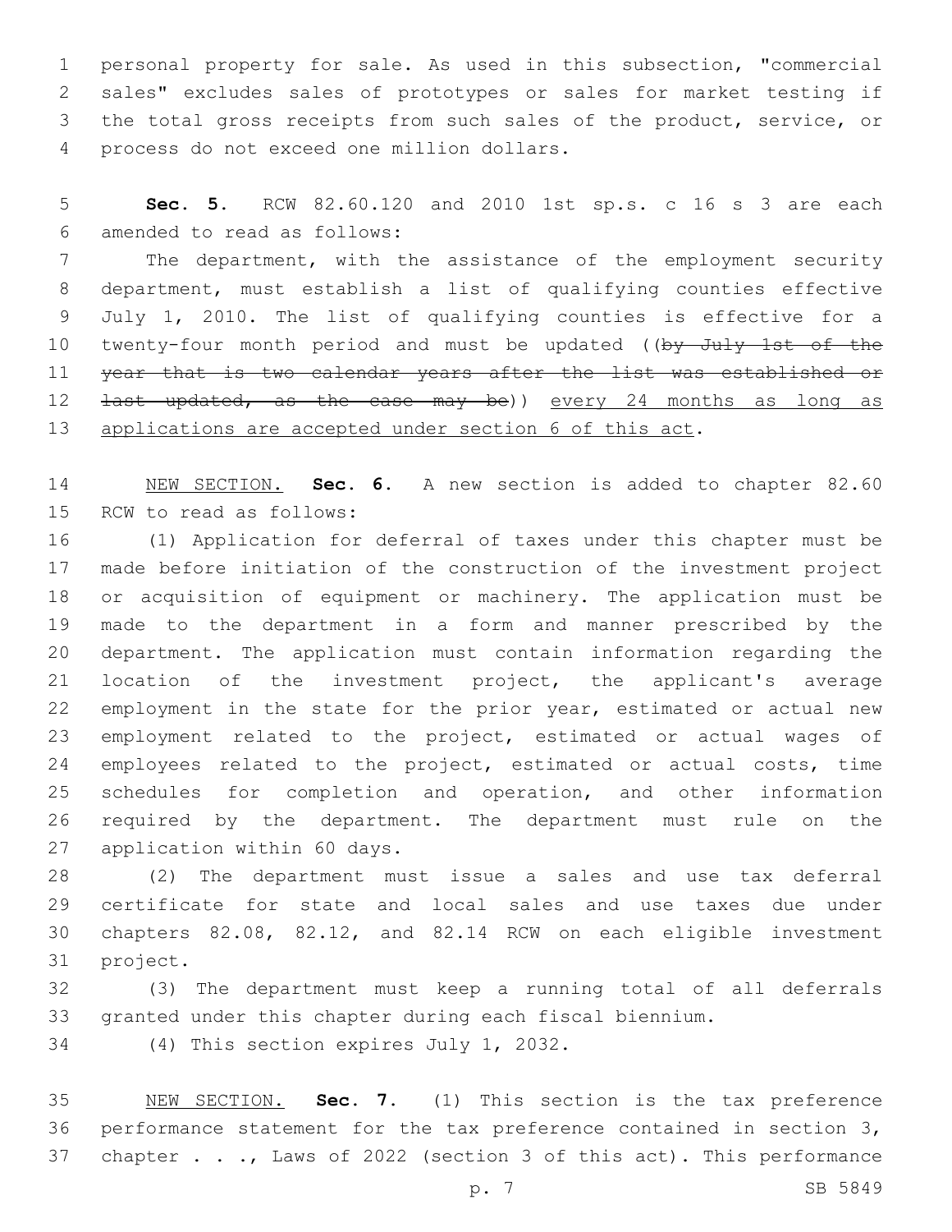personal property for sale. As used in this subsection, "commercial sales" excludes sales of prototypes or sales for market testing if the total gross receipts from such sales of the product, service, or process do not exceed one million dollars.

**Sec. 5.** RCW 82.60.120 and 2010 1st sp.s. c 16 s 3 are each amended to read as follows:

The department, with the assistance of the employment security department, must establish a list of qualifying counties effective July 1, 2010. The list of qualifying counties is effective for a twenty-four month period and must be updated ((~~by July 1st of the year that is two calendar years after the list was established or last updated, as the case may be~~)) <u>every 24 months as long as applications are accepted under section 6 of this act</u>.

<u>NEW SECTION.</u> **Sec. 6.** A new section is added to chapter 82.60 RCW to read as follows:

(1) Application for deferral of taxes under this chapter must be made before initiation of the construction of the investment project or acquisition of equipment or machinery. The application must be made to the department in a form and manner prescribed by the department. The application must contain information regarding the location of the investment project, the applicant's average employment in the state for the prior year, estimated or actual new employment related to the project, estimated or actual wages of employees related to the project, estimated or actual costs, time schedules for completion and operation, and other information required by the department. The department must rule on the application within 60 days.

(2) The department must issue a sales and use tax deferral certificate for state and local sales and use taxes due under chapters 82.08, 82.12, and 82.14 RCW on each eligible investment project.

(3) The department must keep a running total of all deferrals granted under this chapter during each fiscal biennium.

(4) This section expires July 1, 2032.

<u>NEW SECTION.</u> **Sec. 7.** (1) This section is the tax preference performance statement for the tax preference contained in section 3, chapter . . ., Laws of 2022 (section 3 of this act). This performance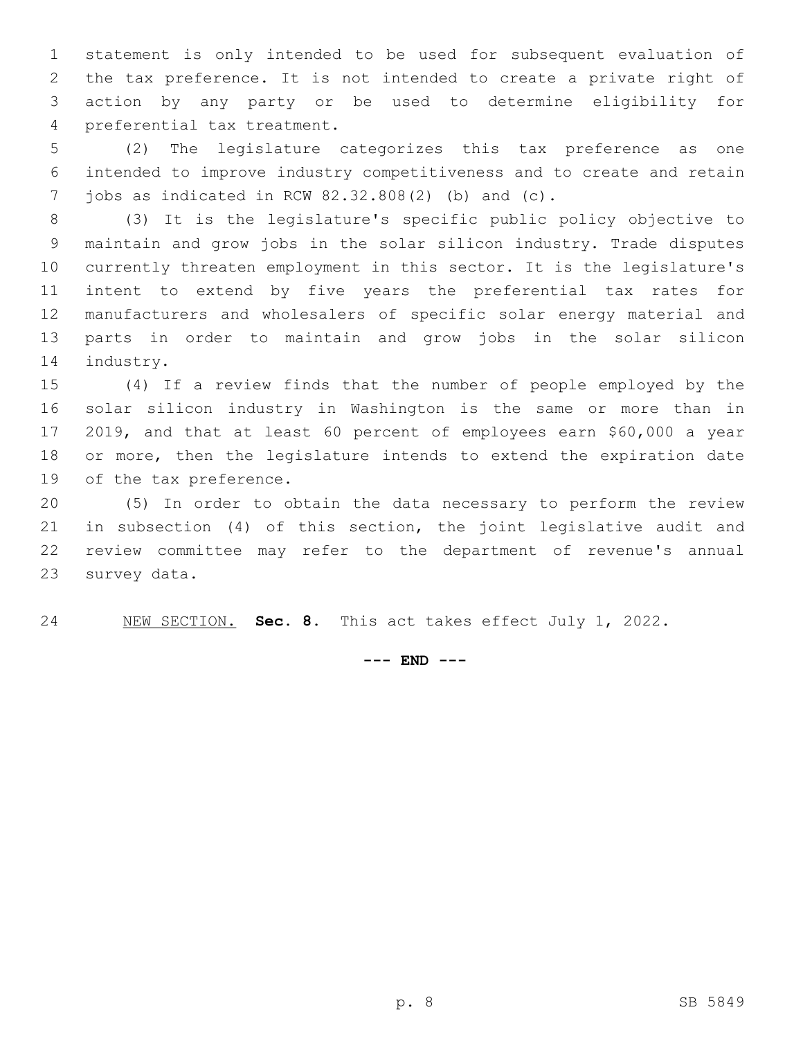statement is only intended to be used for subsequent evaluation of the tax preference. It is not intended to create a private right of action by any party or be used to determine eligibility for preferential tax treatment.

(2) The legislature categorizes this tax preference as one intended to improve industry competitiveness and to create and retain jobs as indicated in RCW 82.32.808(2) (b) and (c).

(3) It is the legislature's specific public policy objective to maintain and grow jobs in the solar silicon industry. Trade disputes currently threaten employment in this sector. It is the legislature's intent to extend by five years the preferential tax rates for manufacturers and wholesalers of specific solar energy material and parts in order to maintain and grow jobs in the solar silicon industry.

(4) If a review finds that the number of people employed by the solar silicon industry in Washington is the same or more than in 2019, and that at least 60 percent of employees earn $60,000 a year or more, then the legislature intends to extend the expiration date of the tax preference.

(5) In order to obtain the data necessary to perform the review in subsection (4) of this section, the joint legislative audit and review committee may refer to the department of revenue's annual survey data.

NEW SECTION. **Sec. 8.** This act takes effect July 1, 2022.

**--- END ---**